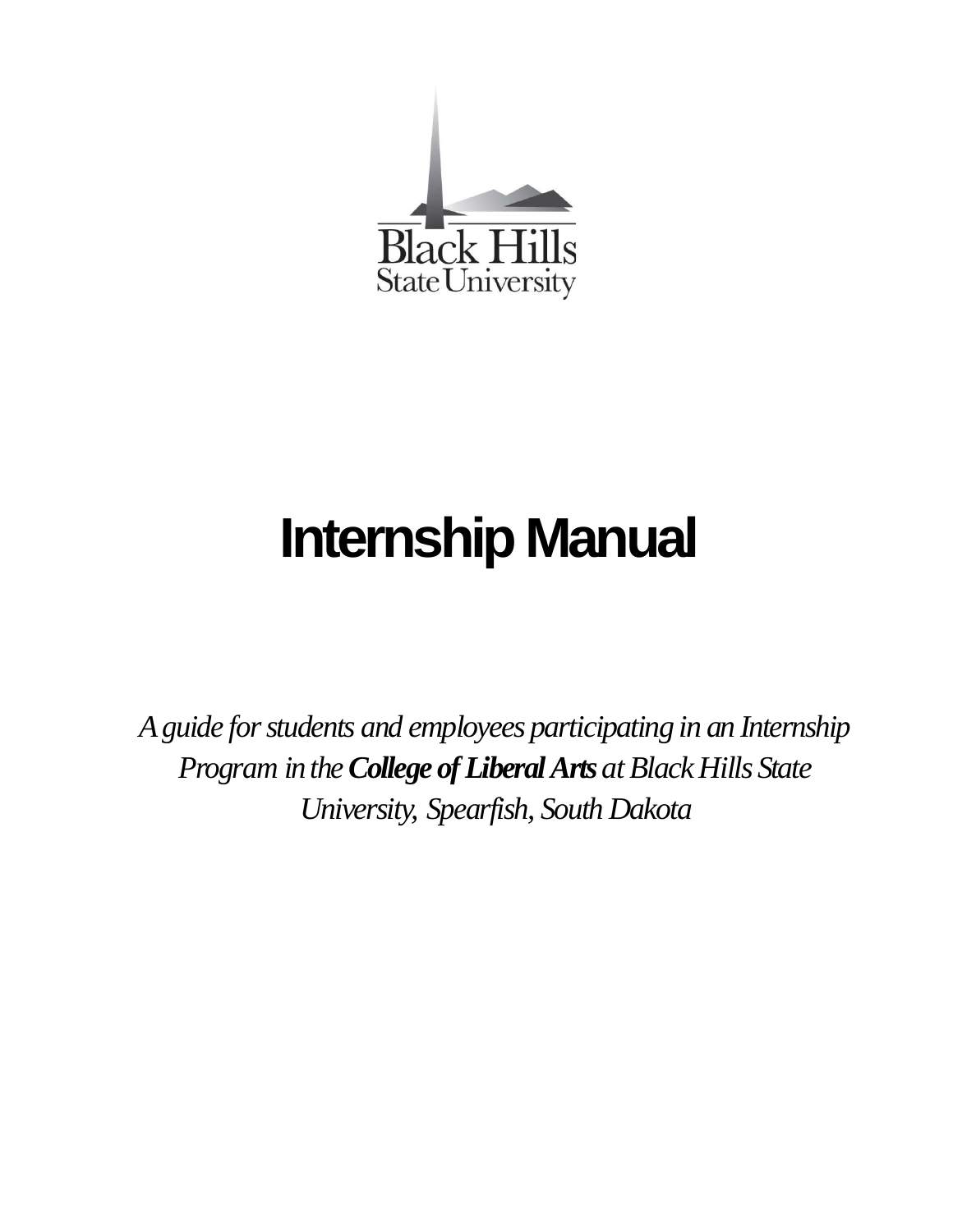Black Hills
State University

# Internship Manual

*A guide for students and employees participating in an Internship Program in the* ***College of Liberal Arts*** *at Black Hills State University, Spearfish, South Dakota*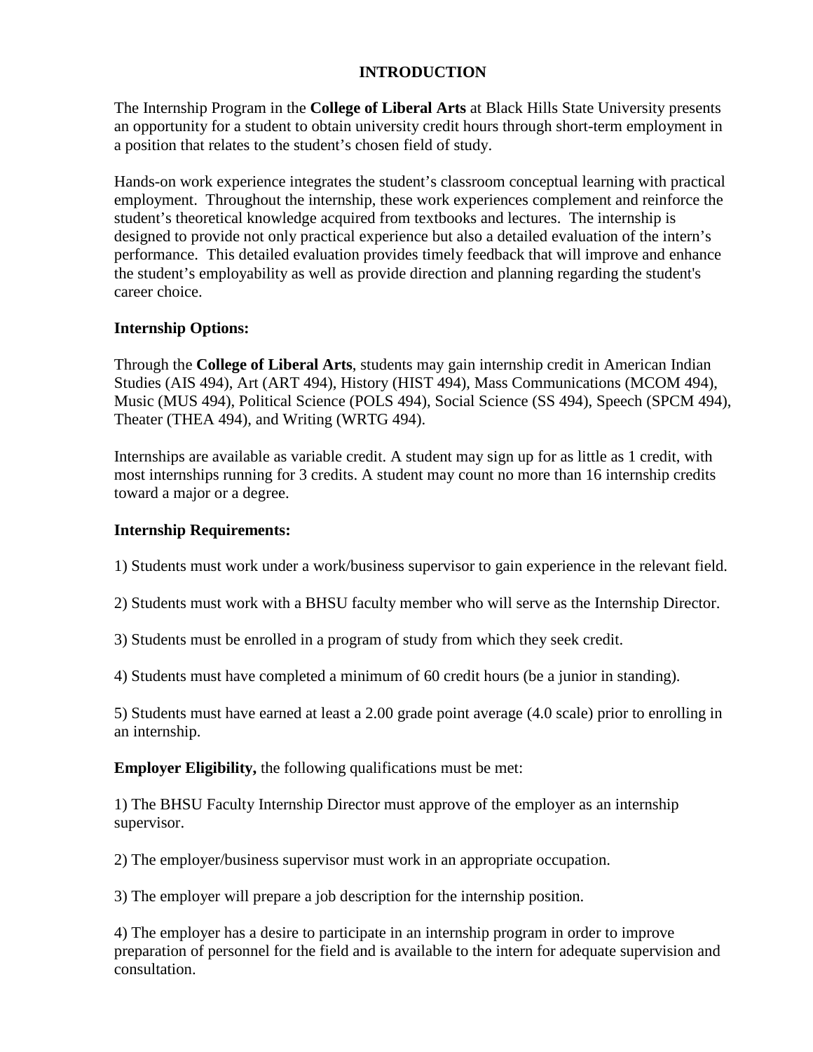# INTRODUCTION

The Internship Program in the **College of Liberal Arts** at Black Hills State University presents an opportunity for a student to obtain university credit hours through short-term employment in a position that relates to the student's chosen field of study.

Hands-on work experience integrates the student's classroom conceptual learning with practical employment. Throughout the internship, these work experiences complement and reinforce the student's theoretical knowledge acquired from textbooks and lectures. The internship is designed to provide not only practical experience but also a detailed evaluation of the intern's performance. This detailed evaluation provides timely feedback that will improve and enhance the student's employability as well as provide direction and planning regarding the student's career choice.

**Internship Options:**

Through the **College of Liberal Arts**, students may gain internship credit in American Indian Studies (AIS 494), Art (ART 494), History (HIST 494), Mass Communications (MCOM 494), Music (MUS 494), Political Science (POLS 494), Social Science (SS 494), Speech (SPCM 494), Theater (THEA 494), and Writing (WRTG 494).

Internships are available as variable credit. A student may sign up for as little as 1 credit, with most internships running for 3 credits. A student may count no more than 16 internship credits toward a major or a degree.

**Internship Requirements:**

1) Students must work under a work/business supervisor to gain experience in the relevant field.

2) Students must work with a BHSU faculty member who will serve as the Internship Director.

3) Students must be enrolled in a program of study from which they seek credit.

4) Students must have completed a minimum of 60 credit hours (be a junior in standing).

5) Students must have earned at least a 2.00 grade point average (4.0 scale) prior to enrolling in an internship.

**Employer Eligibility,** the following qualifications must be met:

1) The BHSU Faculty Internship Director must approve of the employer as an internship supervisor.

2) The employer/business supervisor must work in an appropriate occupation.

3) The employer will prepare a job description for the internship position.

4) The employer has a desire to participate in an internship program in order to improve preparation of personnel for the field and is available to the intern for adequate supervision and consultation.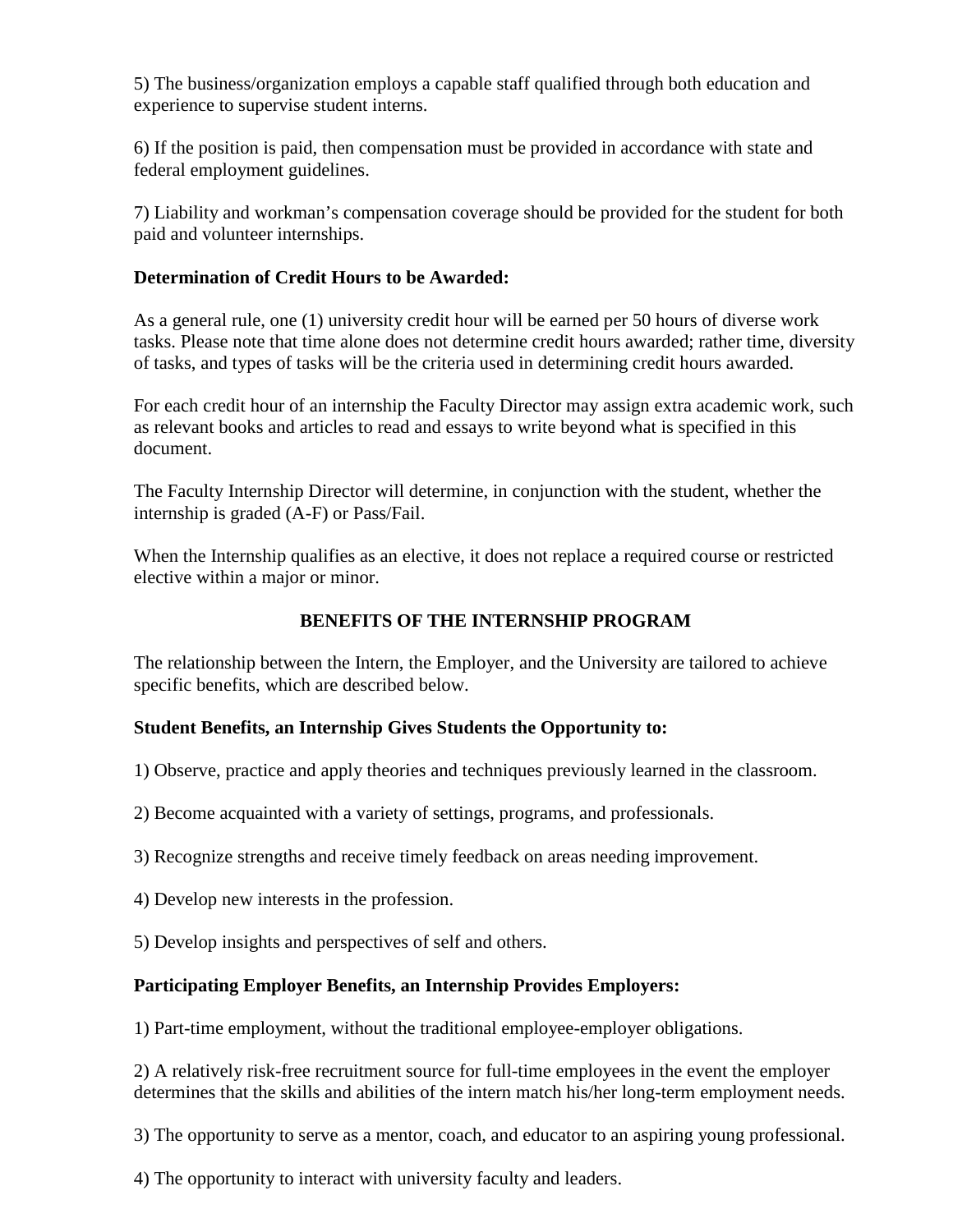5) The business/organization employs a capable staff qualified through both education and experience to supervise student interns.

6) If the position is paid, then compensation must be provided in accordance with state and federal employment guidelines.

7) Liability and workman's compensation coverage should be provided for the student for both paid and volunteer internships.

**Determination of Credit Hours to be Awarded:**

As a general rule, one (1) university credit hour will be earned per 50 hours of diverse work tasks. Please note that time alone does not determine credit hours awarded; rather time, diversity of tasks, and types of tasks will be the criteria used in determining credit hours awarded.

For each credit hour of an internship the Faculty Director may assign extra academic work, such as relevant books and articles to read and essays to write beyond what is specified in this document.

The Faculty Internship Director will determine, in conjunction with the student, whether the internship is graded (A-F) or Pass/Fail.

When the Internship qualifies as an elective, it does not replace a required course or restricted elective within a major or minor.

## BENEFITS OF THE INTERNSHIP PROGRAM

The relationship between the Intern, the Employer, and the University are tailored to achieve specific benefits, which are described below.

**Student Benefits, an Internship Gives Students the Opportunity to:**

1) Observe, practice and apply theories and techniques previously learned in the classroom.

2) Become acquainted with a variety of settings, programs, and professionals.

3) Recognize strengths and receive timely feedback on areas needing improvement.

4) Develop new interests in the profession.

5) Develop insights and perspectives of self and others.

**Participating Employer Benefits, an Internship Provides Employers:**

1) Part-time employment, without the traditional employee-employer obligations.

2) A relatively risk-free recruitment source for full-time employees in the event the employer determines that the skills and abilities of the intern match his/her long-term employment needs.

3) The opportunity to serve as a mentor, coach, and educator to an aspiring young professional.

4) The opportunity to interact with university faculty and leaders.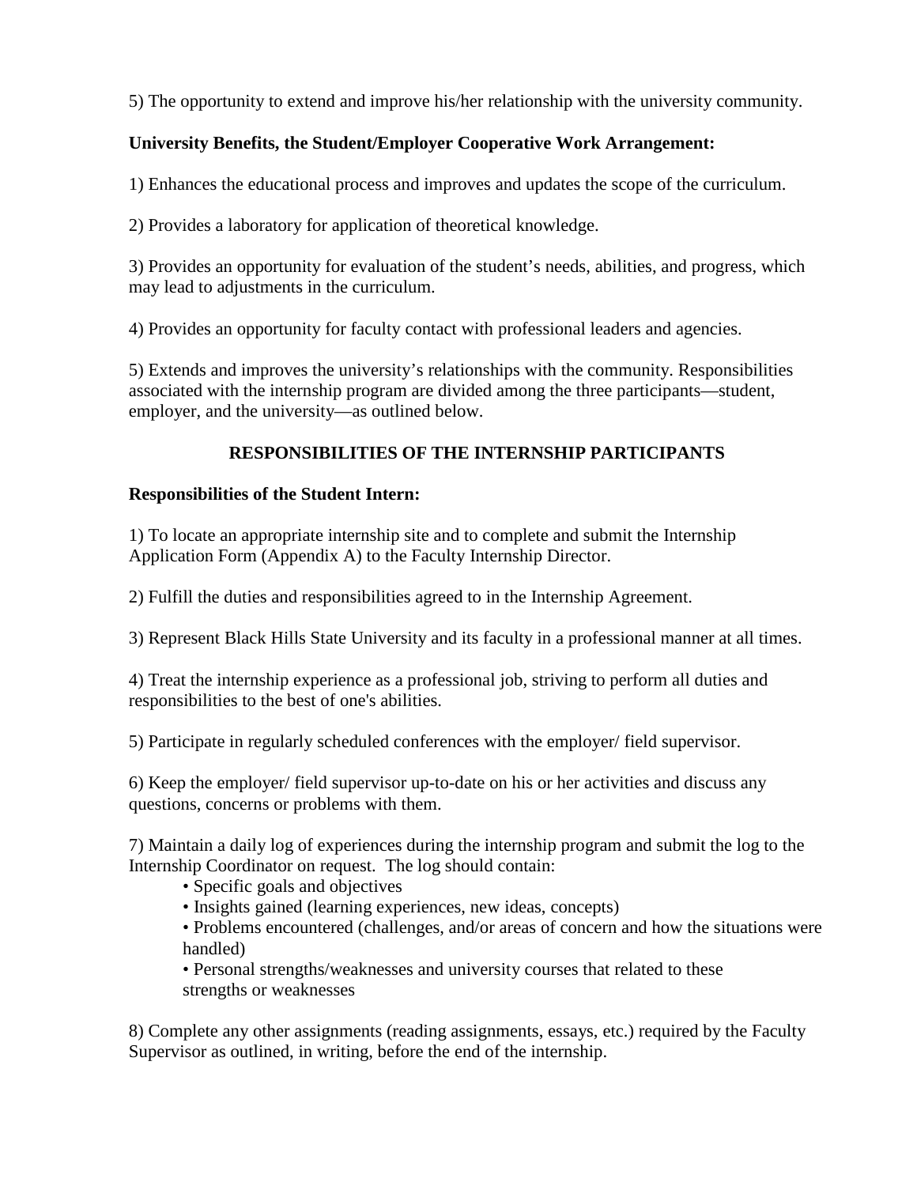5) The opportunity to extend and improve his/her relationship with the university community.

**University Benefits, the Student/Employer Cooperative Work Arrangement:**

1) Enhances the educational process and improves and updates the scope of the curriculum.

2) Provides a laboratory for application of theoretical knowledge.

3) Provides an opportunity for evaluation of the student's needs, abilities, and progress, which may lead to adjustments in the curriculum.

4) Provides an opportunity for faculty contact with professional leaders and agencies.

5) Extends and improves the university's relationships with the community. Responsibilities associated with the internship program are divided among the three participants—student, employer, and the university—as outlined below.

## RESPONSIBILITIES OF THE INTERNSHIP PARTICIPANTS

**Responsibilities of the Student Intern:**

1) To locate an appropriate internship site and to complete and submit the Internship Application Form (Appendix A) to the Faculty Internship Director.

2) Fulfill the duties and responsibilities agreed to in the Internship Agreement.

3) Represent Black Hills State University and its faculty in a professional manner at all times.

4) Treat the internship experience as a professional job, striving to perform all duties and responsibilities to the best of one's abilities.

5) Participate in regularly scheduled conferences with the employer/ field supervisor.

6) Keep the employer/ field supervisor up-to-date on his or her activities and discuss any questions, concerns or problems with them.

7) Maintain a daily log of experiences during the internship program and submit the log to the Internship Coordinator on request. The log should contain:

- Specific goals and objectives
- Insights gained (learning experiences, new ideas, concepts)
- Problems encountered (challenges, and/or areas of concern and how the situations were handled)
- Personal strengths/weaknesses and university courses that related to these strengths or weaknesses

8) Complete any other assignments (reading assignments, essays, etc.) required by the Faculty Supervisor as outlined, in writing, before the end of the internship.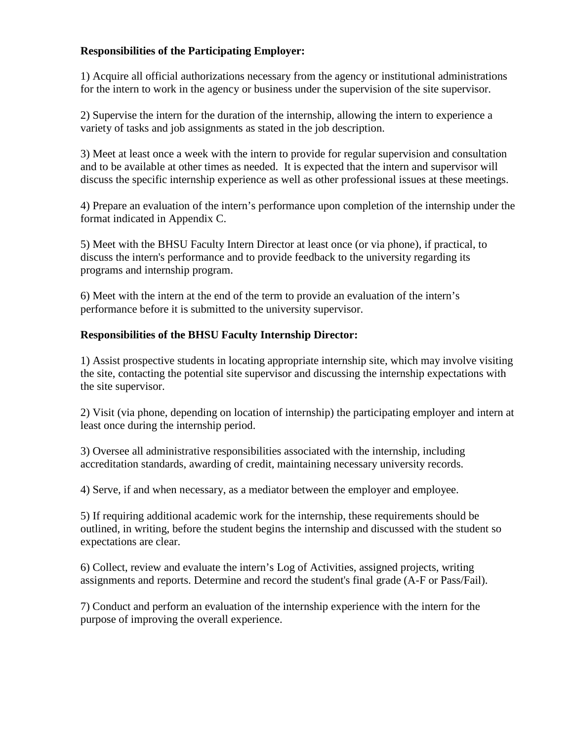**Responsibilities of the Participating Employer:**

1) Acquire all official authorizations necessary from the agency or institutional administrations for the intern to work in the agency or business under the supervision of the site supervisor.

2) Supervise the intern for the duration of the internship, allowing the intern to experience a variety of tasks and job assignments as stated in the job description.

3) Meet at least once a week with the intern to provide for regular supervision and consultation and to be available at other times as needed. It is expected that the intern and supervisor will discuss the specific internship experience as well as other professional issues at these meetings.

4) Prepare an evaluation of the intern's performance upon completion of the internship under the format indicated in Appendix C.

5) Meet with the BHSU Faculty Intern Director at least once (or via phone), if practical, to discuss the intern's performance and to provide feedback to the university regarding its programs and internship program.

6) Meet with the intern at the end of the term to provide an evaluation of the intern's performance before it is submitted to the university supervisor.

**Responsibilities of the BHSU Faculty Internship Director:**

1) Assist prospective students in locating appropriate internship site, which may involve visiting the site, contacting the potential site supervisor and discussing the internship expectations with the site supervisor.

2) Visit (via phone, depending on location of internship) the participating employer and intern at least once during the internship period.

3) Oversee all administrative responsibilities associated with the internship, including accreditation standards, awarding of credit, maintaining necessary university records.

4) Serve, if and when necessary, as a mediator between the employer and employee.

5) If requiring additional academic work for the internship, these requirements should be outlined, in writing, before the student begins the internship and discussed with the student so expectations are clear.

6) Collect, review and evaluate the intern's Log of Activities, assigned projects, writing assignments and reports. Determine and record the student's final grade (A-F or Pass/Fail).

7) Conduct and perform an evaluation of the internship experience with the intern for the purpose of improving the overall experience.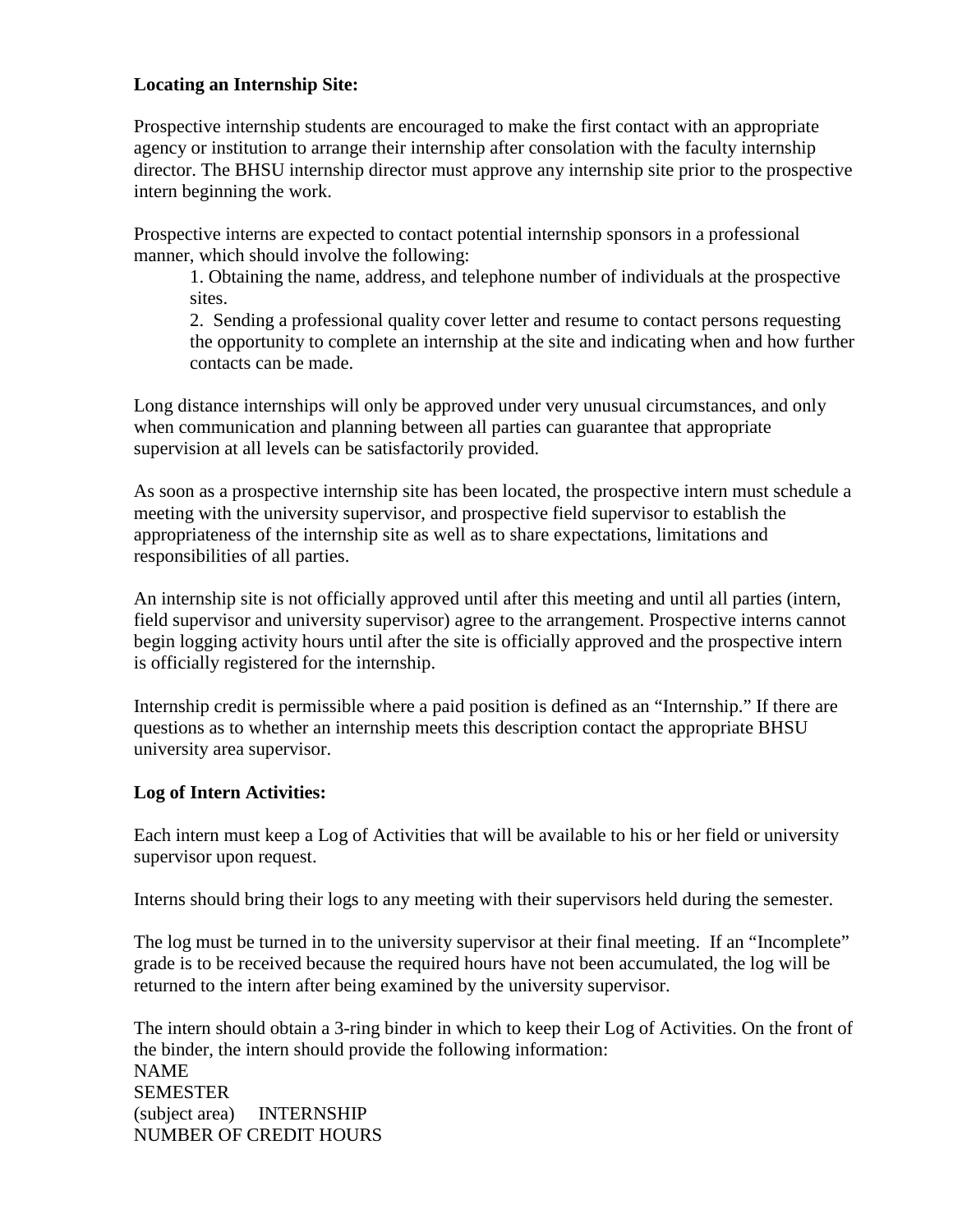**Locating an Internship Site:**

Prospective internship students are encouraged to make the first contact with an appropriate agency or institution to arrange their internship after consolation with the faculty internship director. The BHSU internship director must approve any internship site prior to the prospective intern beginning the work.

Prospective interns are expected to contact potential internship sponsors in a professional manner, which should involve the following:

1. Obtaining the name, address, and telephone number of individuals at the prospective sites.
2. Sending a professional quality cover letter and resume to contact persons requesting the opportunity to complete an internship at the site and indicating when and how further contacts can be made.

Long distance internships will only be approved under very unusual circumstances, and only when communication and planning between all parties can guarantee that appropriate supervision at all levels can be satisfactorily provided.

As soon as a prospective internship site has been located, the prospective intern must schedule a meeting with the university supervisor, and prospective field supervisor to establish the appropriateness of the internship site as well as to share expectations, limitations and responsibilities of all parties.

An internship site is not officially approved until after this meeting and until all parties (intern, field supervisor and university supervisor) agree to the arrangement. Prospective interns cannot begin logging activity hours until after the site is officially approved and the prospective intern is officially registered for the internship.

Internship credit is permissible where a paid position is defined as an "Internship." If there are questions as to whether an internship meets this description contact the appropriate BHSU university area supervisor.

**Log of Intern Activities:**

Each intern must keep a Log of Activities that will be available to his or her field or university supervisor upon request.

Interns should bring their logs to any meeting with their supervisors held during the semester.

The log must be turned in to the university supervisor at their final meeting. If an "Incomplete" grade is to be received because the required hours have not been accumulated, the log will be returned to the intern after being examined by the university supervisor.

The intern should obtain a 3-ring binder in which to keep their Log of Activities. On the front of the binder, the intern should provide the following information:

NAME
SEMESTER
(subject area) INTERNSHIP
NUMBER OF CREDIT HOURS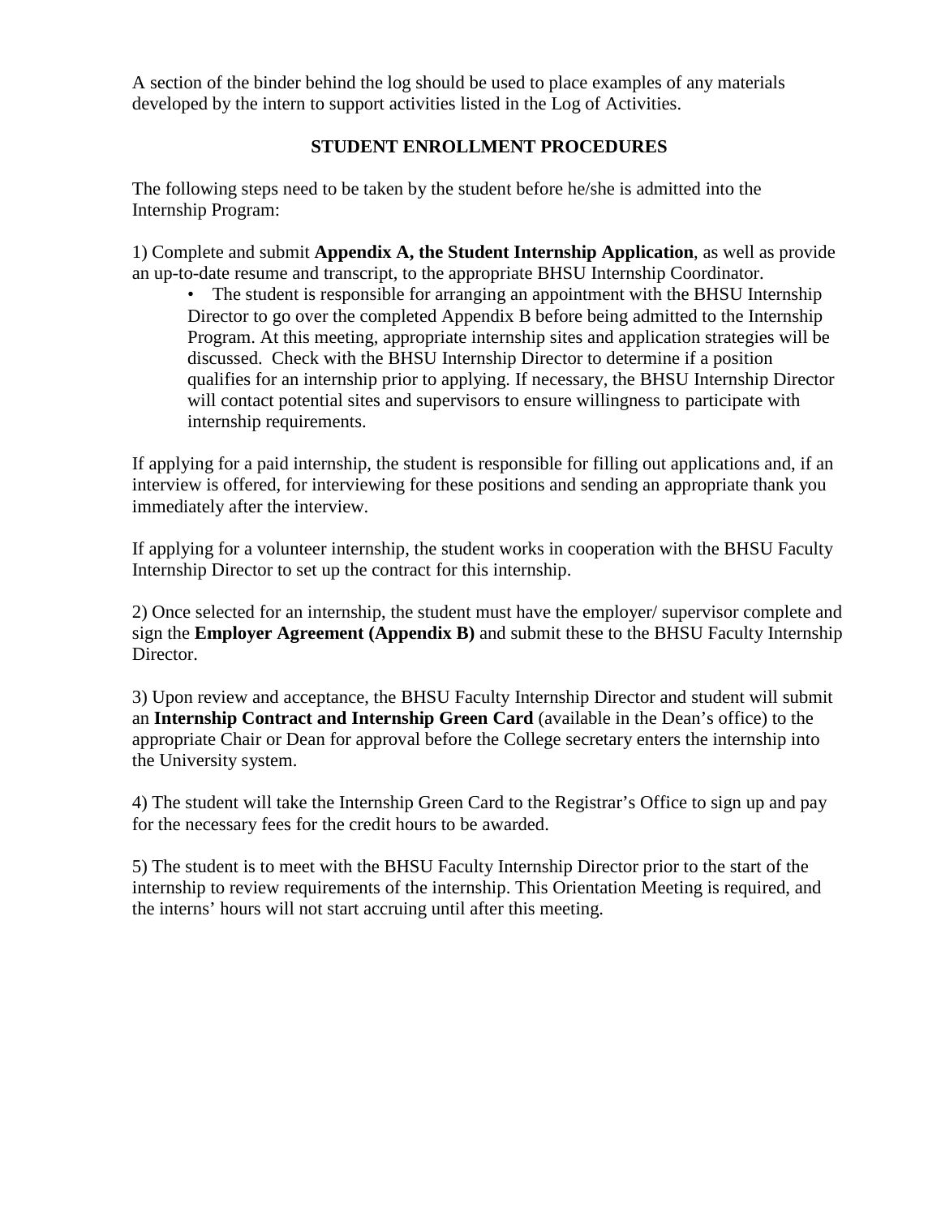A section of the binder behind the log should be used to place examples of any materials developed by the intern to support activities listed in the Log of Activities.

## STUDENT ENROLLMENT PROCEDURES

The following steps need to be taken by the student before he/she is admitted into the Internship Program:

1) Complete and submit **Appendix A, the Student Internship Application**, as well as provide an up-to-date resume and transcript, to the appropriate BHSU Internship Coordinator.

- The student is responsible for arranging an appointment with the BHSU Internship Director to go over the completed Appendix B before being admitted to the Internship Program. At this meeting, appropriate internship sites and application strategies will be discussed. Check with the BHSU Internship Director to determine if a position qualifies for an internship prior to applying. If necessary, the BHSU Internship Director will contact potential sites and supervisors to ensure willingness to participate with internship requirements.

If applying for a paid internship, the student is responsible for filling out applications and, if an interview is offered, for interviewing for these positions and sending an appropriate thank you immediately after the interview.

If applying for a volunteer internship, the student works in cooperation with the BHSU Faculty Internship Director to set up the contract for this internship.

2) Once selected for an internship, the student must have the employer/ supervisor complete and sign the **Employer Agreement (Appendix B)** and submit these to the BHSU Faculty Internship Director.

3) Upon review and acceptance, the BHSU Faculty Internship Director and student will submit an **Internship Contract and Internship Green Card** (available in the Dean's office) to the appropriate Chair or Dean for approval before the College secretary enters the internship into the University system.

4) The student will take the Internship Green Card to the Registrar's Office to sign up and pay for the necessary fees for the credit hours to be awarded.

5) The student is to meet with the BHSU Faculty Internship Director prior to the start of the internship to review requirements of the internship. This Orientation Meeting is required, and the interns' hours will not start accruing until after this meeting.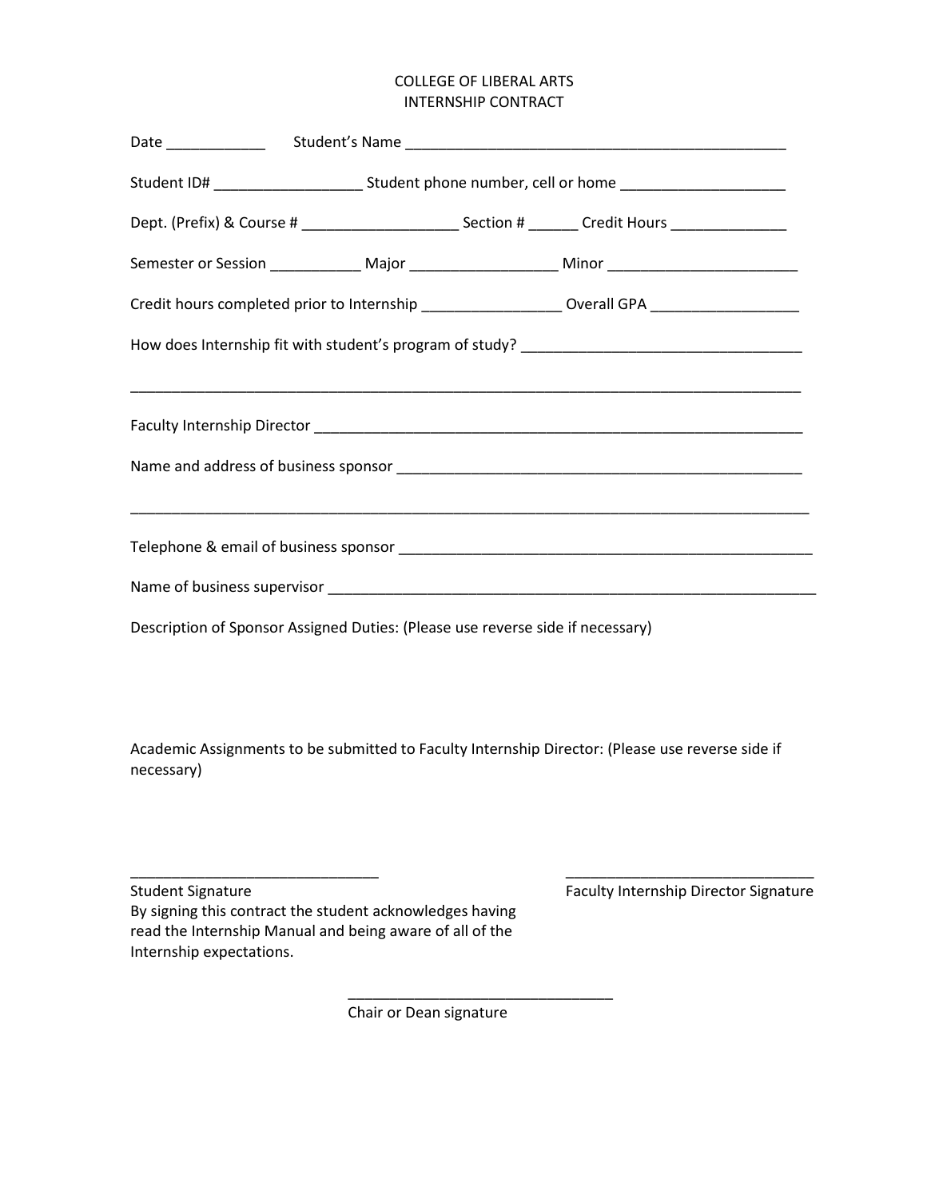# COLLEGE OF LIBERAL ARTS
## INTERNSHIP CONTRACT

Date ____________ Student's Name ________________________________________________

Student ID# __________________ Student phone number, cell or home ____________________

Dept. (Prefix) & Course # ___________________ Section # ______ Credit Hours ______________

Semester or Session ___________ Major _________________ Minor _______________________

Credit hours completed prior to Internship ________________ Overall GPA __________________

How does Internship fit with student's program of study? __________________________________

_____________________________________________________________________________________

Faculty Internship Director ______________________________________________________________

Name and address of business sponsor ___________________________________________________

_____________________________________________________________________________________

Telephone & email of business sponsor ___________________________________________________

Name of business supervisor _____________________________________________________________

Description of Sponsor Assigned Duties: (Please use reverse side if necessary)

Academic Assignments to be submitted to Faculty Internship Director: (Please use reverse side if necessary)

______________________________

Student Signature

By signing this contract the student acknowledges having read the Internship Manual and being aware of all of the Internship expectations.

______________________________

Faculty Internship Director Signature

________________________________

Chair or Dean signature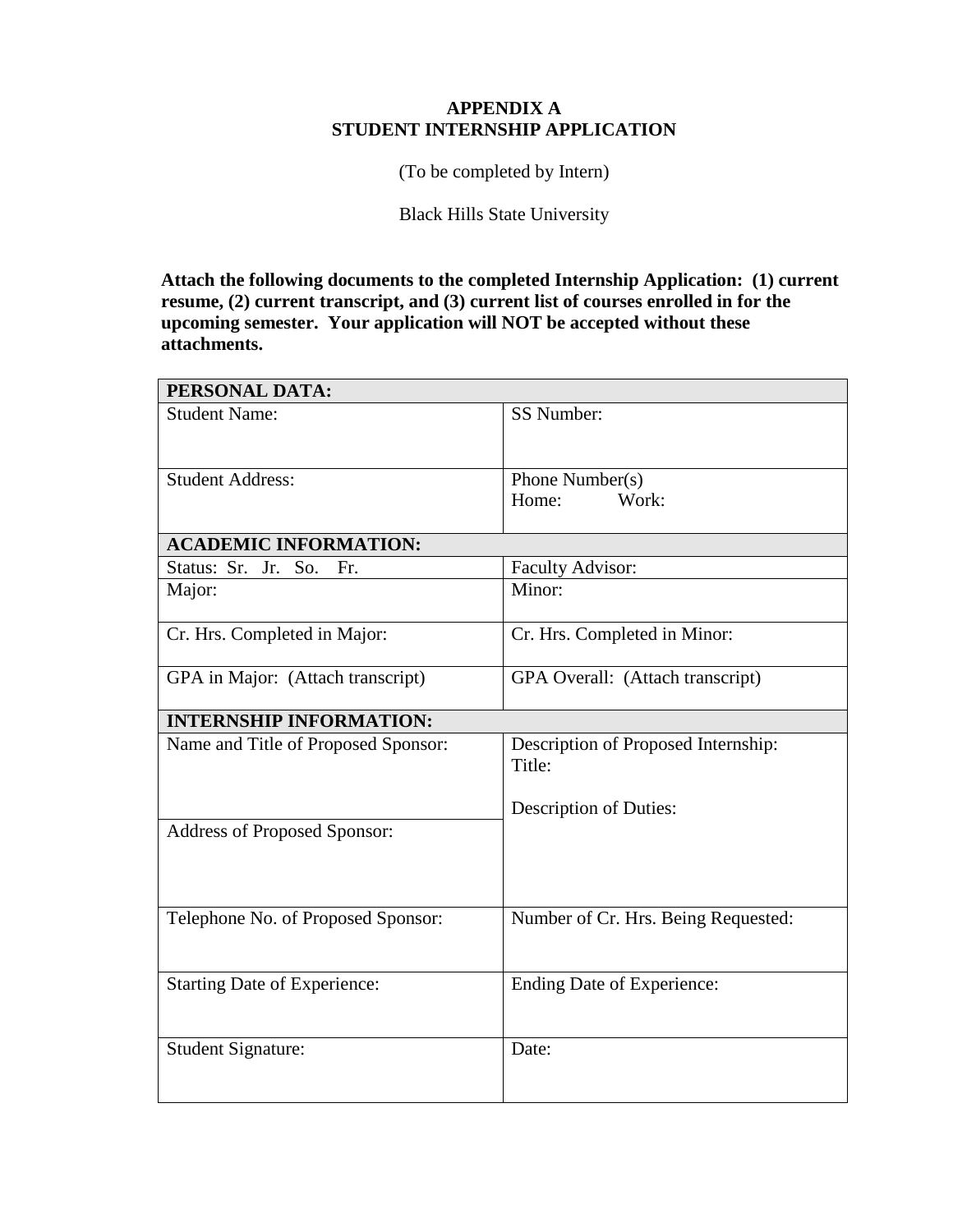# APPENDIX A
## STUDENT INTERNSHIP APPLICATION

(To be completed by Intern)

Black Hills State University

**Attach the following documents to the completed Internship Application: (1) current resume, (2) current transcript, and (3) current list of courses enrolled in for the upcoming semester. Your application will NOT be accepted without these attachments.**

| **PERSONAL DATA:** | |
|---|---|
| Student Name: | SS Number: |
| Student Address: | Phone Number(s)<br>Home: Work: |
| **ACADEMIC INFORMATION:** | |
| Status: Sr. Jr. So. Fr. | Faculty Advisor: |
| Major: | Minor: |
| Cr. Hrs. Completed in Major: | Cr. Hrs. Completed in Minor: |
| GPA in Major: (Attach transcript) | GPA Overall: (Attach transcript) |
| **INTERNSHIP INFORMATION:** | |
| Name and Title of Proposed Sponsor: | Description of Proposed Internship:<br>Title:<br><br>Description of Duties: |
| Address of Proposed Sponsor: | |
| Telephone No. of Proposed Sponsor: | Number of Cr. Hrs. Being Requested: |
| Starting Date of Experience: | Ending Date of Experience: |
| Student Signature: | Date: |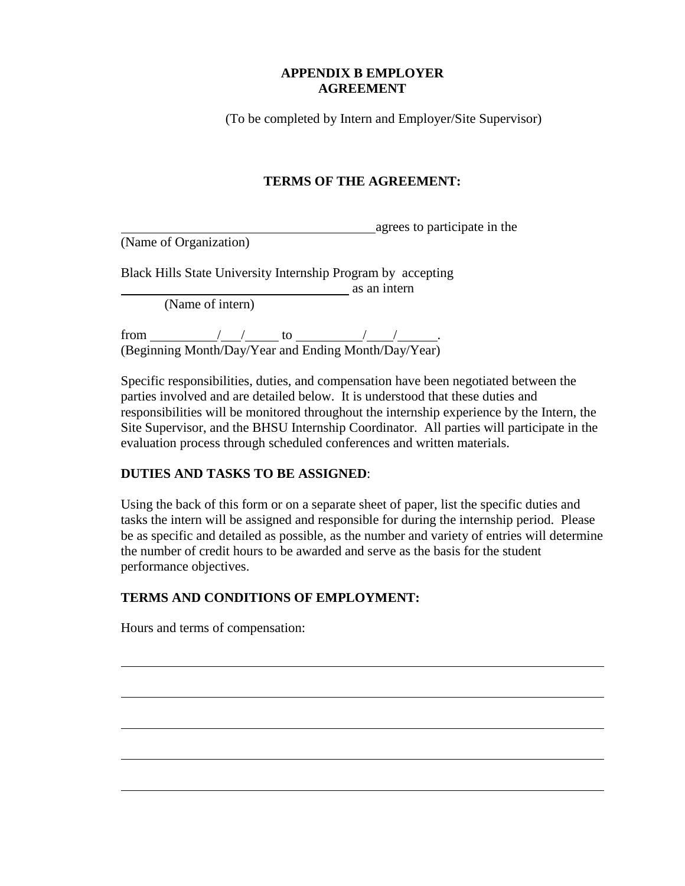## APPENDIX B EMPLOYER AGREEMENT

(To be completed by Intern and Employer/Site Supervisor)

### TERMS OF THE AGREEMENT:

________________________________________agrees to participate in the
(Name of Organization)

Black Hills State University Internship Program by accepting
____________________________________ as an intern
(Name of intern)

from __________/___/_____ to __________/____/______.
(Beginning Month/Day/Year and Ending Month/Day/Year)

Specific responsibilities, duties, and compensation have been negotiated between the parties involved and are detailed below. It is understood that these duties and responsibilities will be monitored throughout the internship experience by the Intern, the Site Supervisor, and the BHSU Internship Coordinator. All parties will participate in the evaluation process through scheduled conferences and written materials.

**DUTIES AND TASKS TO BE ASSIGNED**:

Using the back of this form or on a separate sheet of paper, list the specific duties and tasks the intern will be assigned and responsible for during the internship period. Please be as specific and detailed as possible, as the number and variety of entries will determine the number of credit hours to be awarded and serve as the basis for the student performance objectives.

**TERMS AND CONDITIONS OF EMPLOYMENT:**

Hours and terms of compensation:

______________________________________________________________________________

______________________________________________________________________________

______________________________________________________________________________

______________________________________________________________________________

______________________________________________________________________________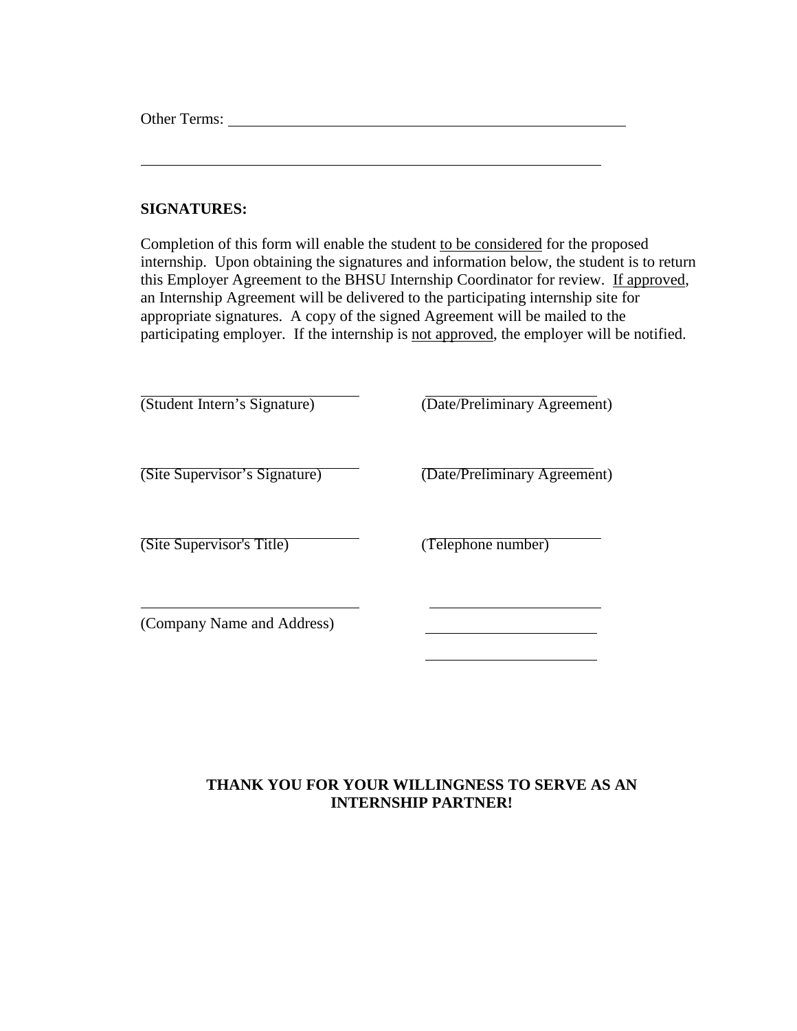Other Terms: ______________________________________________________

______________________________________________________________

**SIGNATURES:**

Completion of this form will enable the student to be considered for the proposed internship. Upon obtaining the signatures and information below, the student is to return this Employer Agreement to the BHSU Internship Coordinator for review. If approved, an Internship Agreement will be delivered to the participating internship site for appropriate signatures. A copy of the signed Agreement will be mailed to the participating employer. If the internship is not approved, the employer will be notified.

______________________________ &nbsp;&nbsp;&nbsp;&nbsp; ______________________________
(Student Intern's Signature) &nbsp;&nbsp;&nbsp;&nbsp; (Date/Preliminary Agreement)

______________________________ &nbsp;&nbsp;&nbsp;&nbsp; ______________________________
(Site Supervisor's Signature) &nbsp;&nbsp;&nbsp;&nbsp; (Date/Preliminary Agreement)

______________________________ &nbsp;&nbsp;&nbsp;&nbsp; ______________________________
(Site Supervisor's Title) &nbsp;&nbsp;&nbsp;&nbsp; (Telephone number)

______________________________ &nbsp;&nbsp;&nbsp;&nbsp; ______________________________
(Company Name and Address) &nbsp;&nbsp;&nbsp;&nbsp; ______________________________
______________________________

**THANK YOU FOR YOUR WILLINGNESS TO SERVE AS AN INTERNSHIP PARTNER!**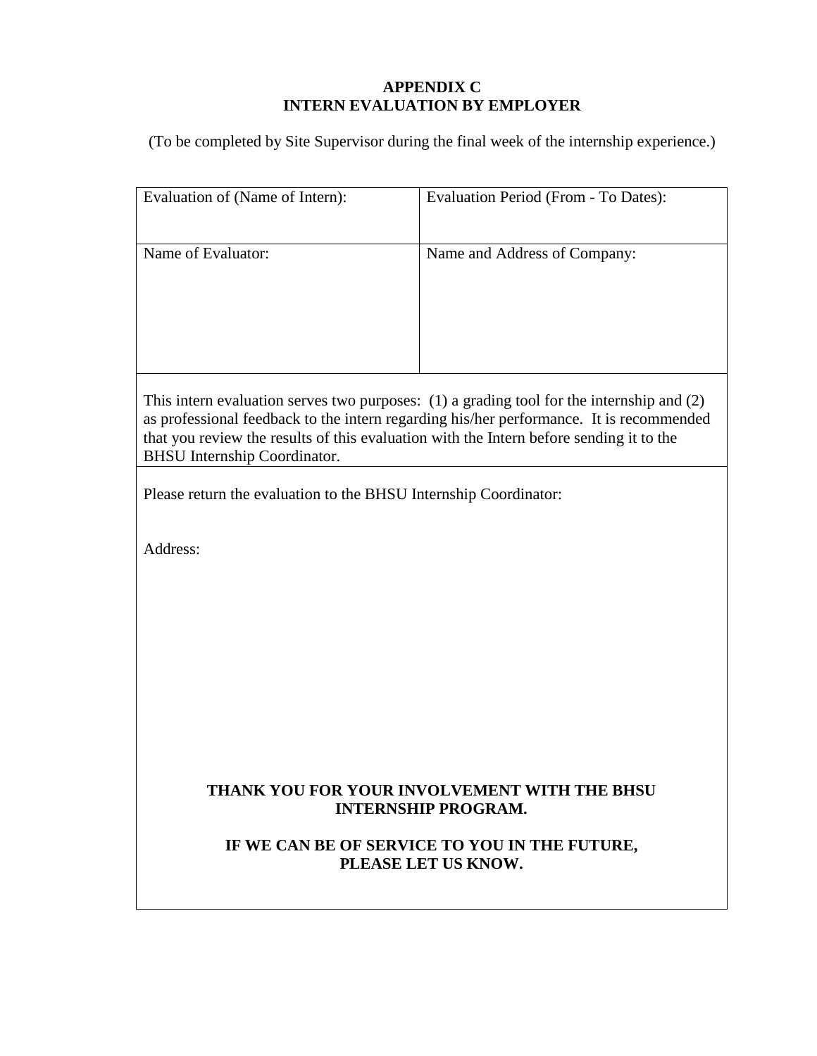# APPENDIX C
## INTERN EVALUATION BY EMPLOYER

(To be completed by Site Supervisor during the final week of the internship experience.)

| Evaluation of (Name of Intern): | Evaluation Period (From - To Dates): |
|---|---|
| Name of Evaluator: | Name and Address of Company: |

This intern evaluation serves two purposes: (1) a grading tool for the internship and (2) as professional feedback to the intern regarding his/her performance. It is recommended that you review the results of this evaluation with the Intern before sending it to the BHSU Internship Coordinator.

Please return the evaluation to the BHSU Internship Coordinator:

Address:

**THANK YOU FOR YOUR INVOLVEMENT WITH THE BHSU INTERNSHIP PROGRAM.**

**IF WE CAN BE OF SERVICE TO YOU IN THE FUTURE, PLEASE LET US KNOW.**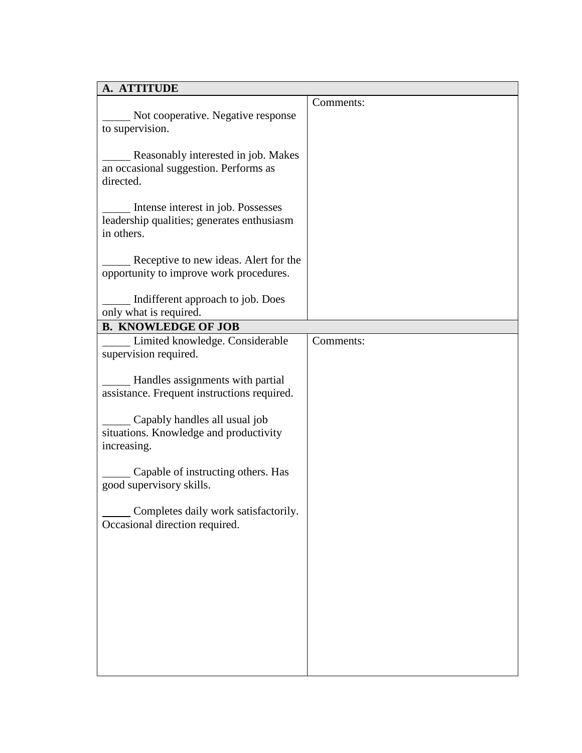| A. ATTITUDE | |
|---|---|
| _____ Not cooperative. Negative response to supervision.<br><br>_____ Reasonably interested in job. Makes an occasional suggestion. Performs as directed.<br><br>_____ Intense interest in job. Possesses leadership qualities; generates enthusiasm in others.<br><br>_____ Receptive to new ideas. Alert for the opportunity to improve work procedures.<br><br>_____ Indifferent approach to job. Does only what is required. | Comments: |
| **B. KNOWLEDGE OF JOB** | |
| _____ Limited knowledge. Considerable supervision required.<br><br>_____ Handles assignments with partial assistance. Frequent instructions required.<br><br>_____ Capably handles all usual job situations. Knowledge and productivity increasing.<br><br>_____ Capable of instructing others. Has good supervisory skills.<br><br>_____ Completes daily work satisfactorily. Occasional direction required. | Comments: |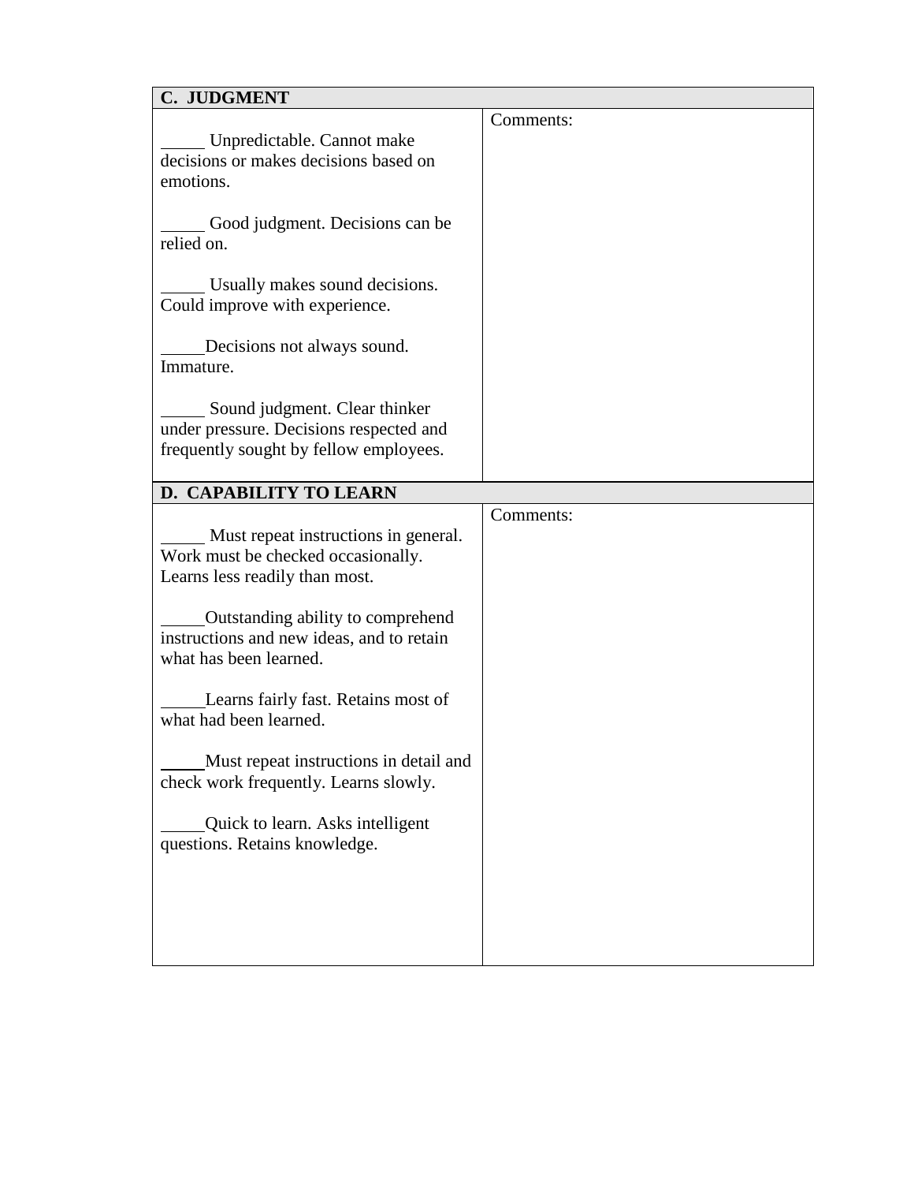| C. JUDGMENT | |
|---|---|
| _____ Unpredictable. Cannot make decisions or makes decisions based on emotions.<br><br>_____ Good judgment. Decisions can be relied on.<br><br>_____ Usually makes sound decisions. Could improve with experience.<br><br>_____Decisions not always sound. Immature.<br><br>_____ Sound judgment. Clear thinker under pressure. Decisions respected and frequently sought by fellow employees. | Comments: |

| D. CAPABILITY TO LEARN | |
|---|---|
| _____ Must repeat instructions in general. Work must be checked occasionally. Learns less readily than most.<br><br>_____Outstanding ability to comprehend instructions and new ideas, and to retain what has been learned.<br><br>_____Learns fairly fast. Retains most of what had been learned.<br><br>_____Must repeat instructions in detail and check work frequently. Learns slowly.<br><br>_____Quick to learn. Asks intelligent questions. Retains knowledge. | Comments: |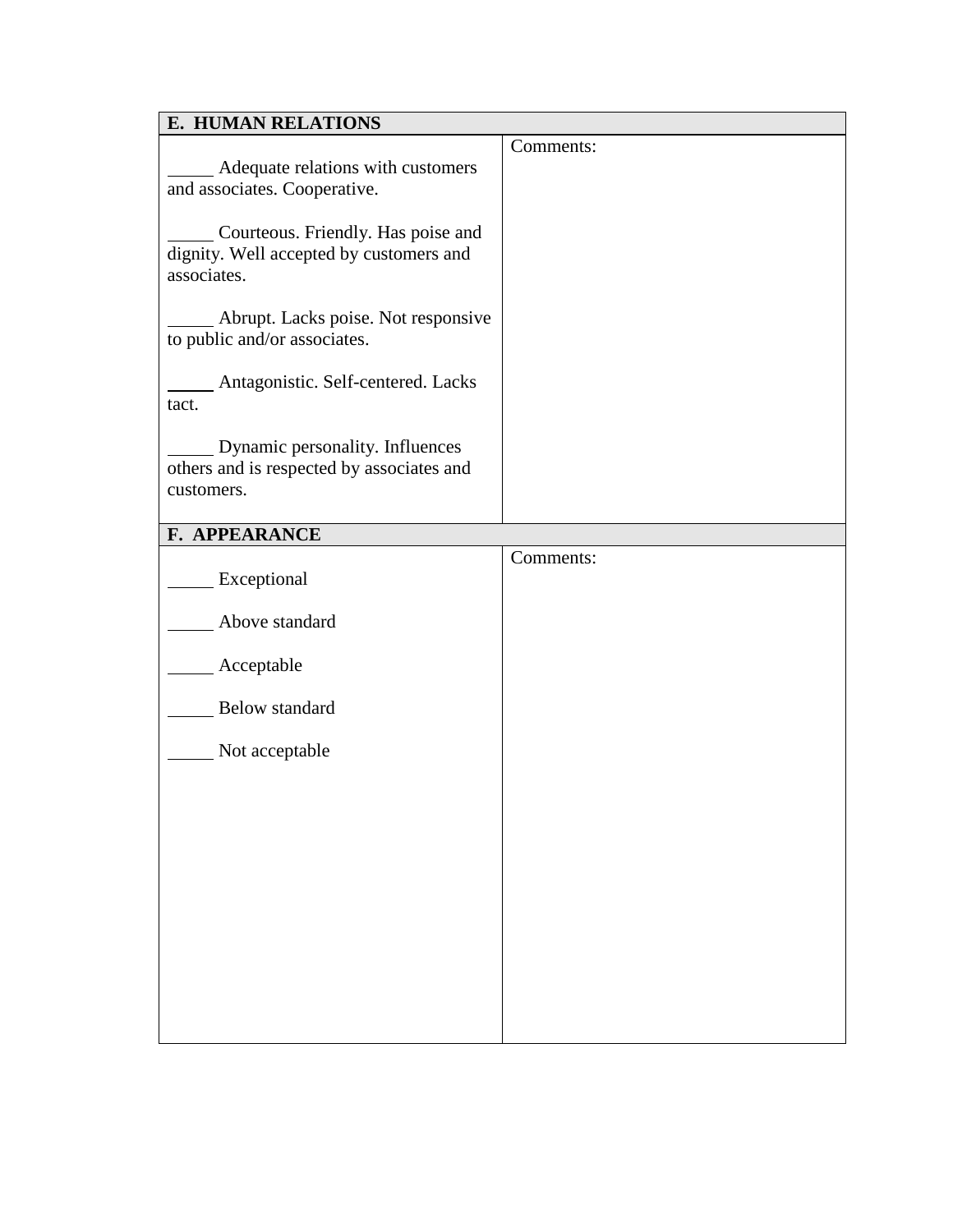| E. HUMAN RELATIONS | |
|---|---|
| _____ Adequate relations with customers and associates. Cooperative.<br><br>_____ Courteous. Friendly. Has poise and dignity. Well accepted by customers and associates.<br><br>_____ Abrupt. Lacks poise. Not responsive to public and/or associates.<br><br>_____ Antagonistic. Self-centered. Lacks tact.<br><br>_____ Dynamic personality. Influences others and is respected by associates and customers. | Comments: |

| F. APPEARANCE | |
|---|---|
| _____ Exceptional<br><br>_____ Above standard<br><br>_____ Acceptable<br><br>_____ Below standard<br><br>_____ Not acceptable | Comments: |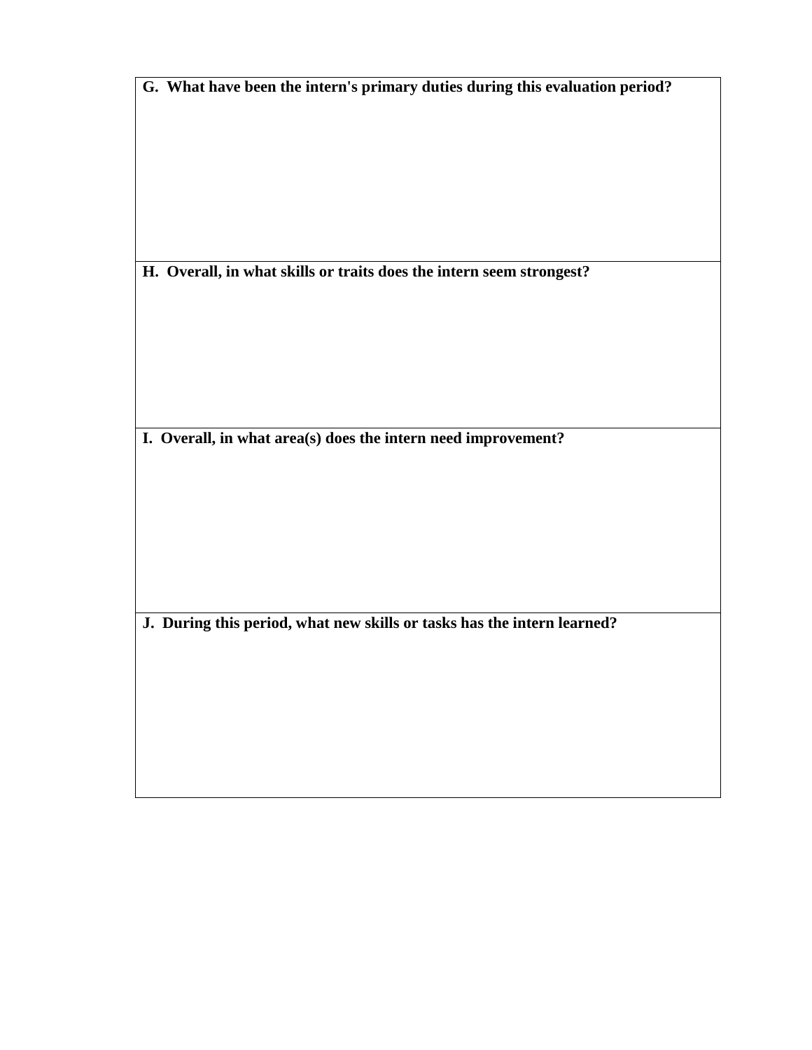| **G. What have been the intern's primary duties during this evaluation period?** |
|---|
| |
| **H. Overall, in what skills or traits does the intern seem strongest?** |
| |
| **I. Overall, in what area(s) does the intern need improvement?** |
| |
| **J. During this period, what new skills or tasks has the intern learned?** |
| |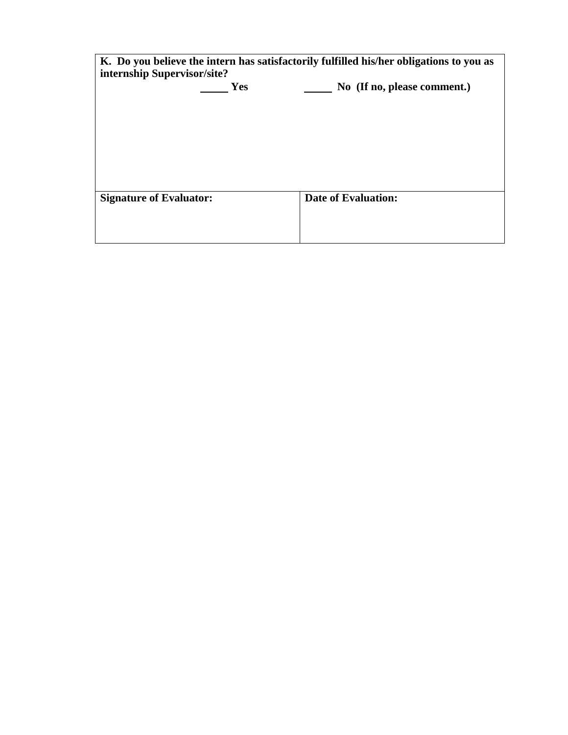| **K. Do you believe the intern has satisfactorily fulfilled his/her obligations to you as internship Supervisor/site?** <br> _____ **Yes** _____ **No (If no, please comment.)** | |
|---|---|
| **Signature of Evaluator:** | **Date of Evaluation:** |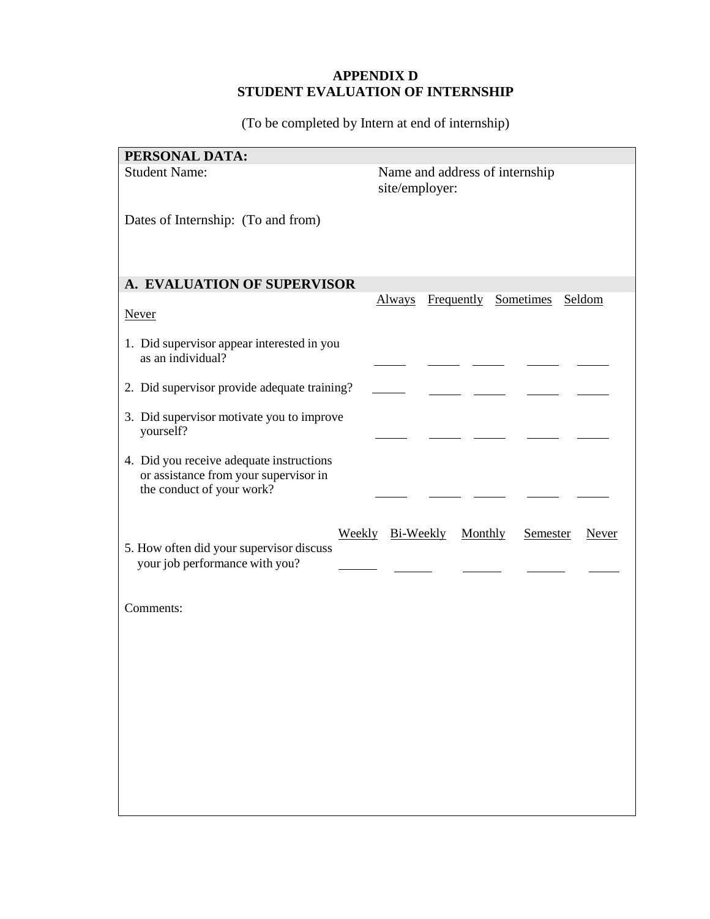# APPENDIX D
# STUDENT EVALUATION OF INTERNSHIP

(To be completed by Intern at end of internship)

**PERSONAL DATA:**

Student Name:

Name and address of internship site/employer:

Dates of Internship: (To and from)

**A. EVALUATION OF SUPERVISOR**

| | Always | Frequently | Sometimes | Seldom | Never |
|---|---|---|---|---|---|
| 1. Did supervisor appear interested in you as an individual? | _____ | _____ | _____ | _____ | _____ |
| 2. Did supervisor provide adequate training? | _____ | _____ | _____ | _____ | _____ |
| 3. Did supervisor motivate you to improve yourself? | _____ | _____ | _____ | _____ | _____ |
| 4. Did you receive adequate instructions or assistance from your supervisor in the conduct of your work? | _____ | _____ | _____ | _____ | _____ |

| | Weekly | Bi-Weekly | Monthly | Semester | Never |
|---|---|---|---|---|---|
| 5. How often did your supervisor discuss your job performance with you? | _____ | _____ | _____ | _____ | _____ |

Comments: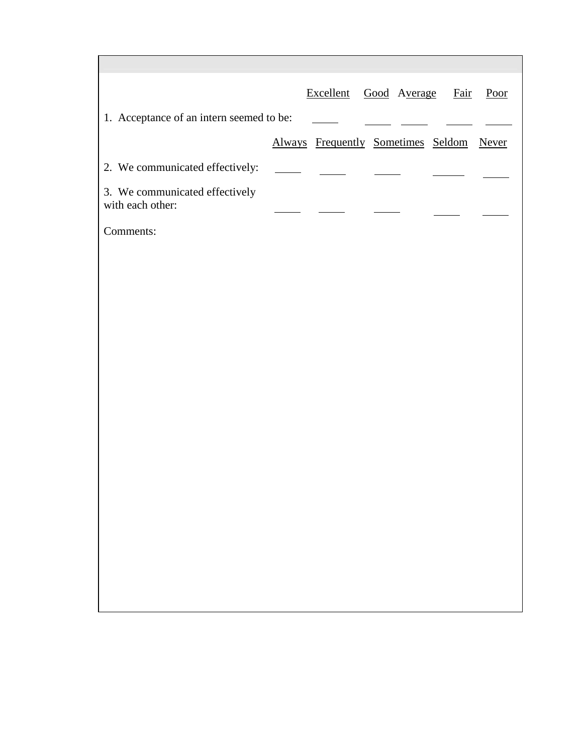| | Excellent | Good | Average | Fair | Poor |
|---|---|---|---|---|---|
| 1. Acceptance of an intern seemed to be: | _____ | _____ | _____ | _____ | _____ |

| | Always | Frequently | Sometimes | Seldom | Never |
|---|---|---|---|---|---|
| 2. We communicated effectively: | _____ | _____ | _____ | _____ | _____ |
| 3. We communicated effectively with each other: | _____ | _____ | _____ | _____ | _____ |

Comments: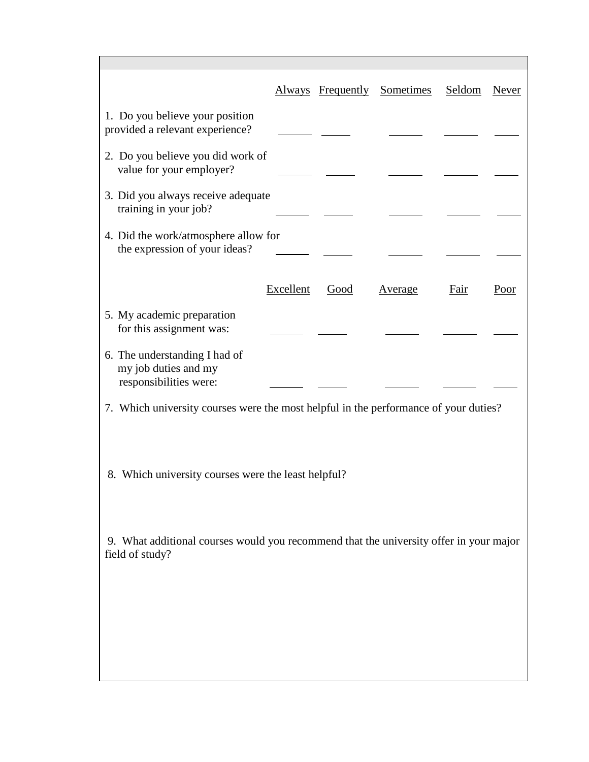| | Always | Frequently | Sometimes | Seldom | Never |
|---|---|---|---|---|---|
| 1. Do you believe your position provided a relevant experience? | ______ | _____ | ______ | ______ | ____ |
| 2. Do you believe you did work of value for your employer? | ______ | _____ | ______ | ______ | ____ |
| 3. Did you always receive adequate training in your job? | ______ | _____ | ______ | ______ | ____ |
| 4. Did the work/atmosphere allow for the expression of your ideas? | ______ | _____ | ______ | ______ | ____ |

| | Excellent | Good | Average | Fair | Poor |
|---|---|---|---|---|---|
| 5. My academic preparation for this assignment was: | ______ | _____ | ______ | ______ | ____ |
| 6. The understanding I had of my job duties and my responsibilities were: | ______ | _____ | ______ | ______ | ____ |

7. Which university courses were the most helpful in the performance of your duties?

8. Which university courses were the least helpful?

9. What additional courses would you recommend that the university offer in your major field of study?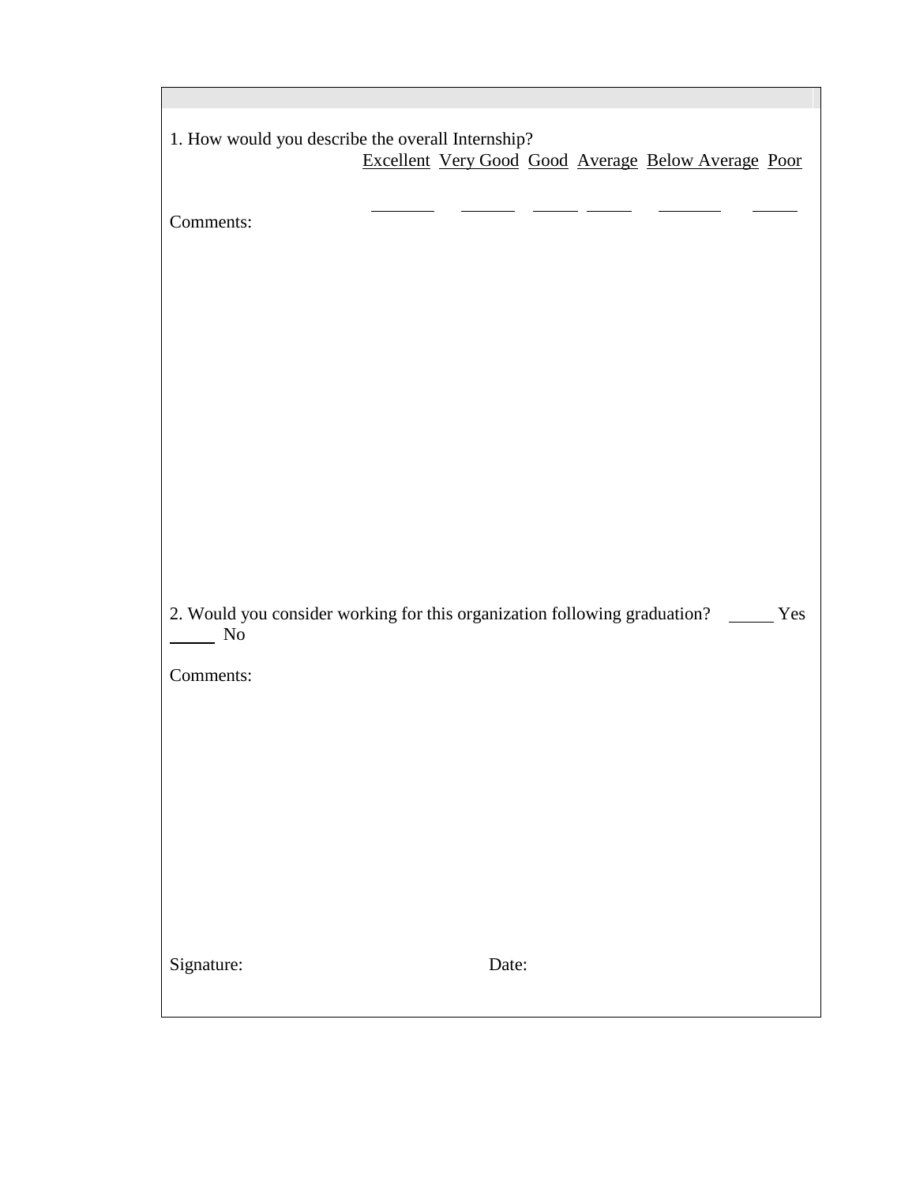1. How would you describe the overall Internship?

| Excellent | Very Good | Good | Average | Below Average | Poor |
| --- | --- | --- | --- | --- | --- |
| _______ | ______ | _____ | _____ | _______ | _____ |

Comments:

2. Would you consider working for this organization following graduation? _____ Yes _____ No

Comments:

Signature: Date: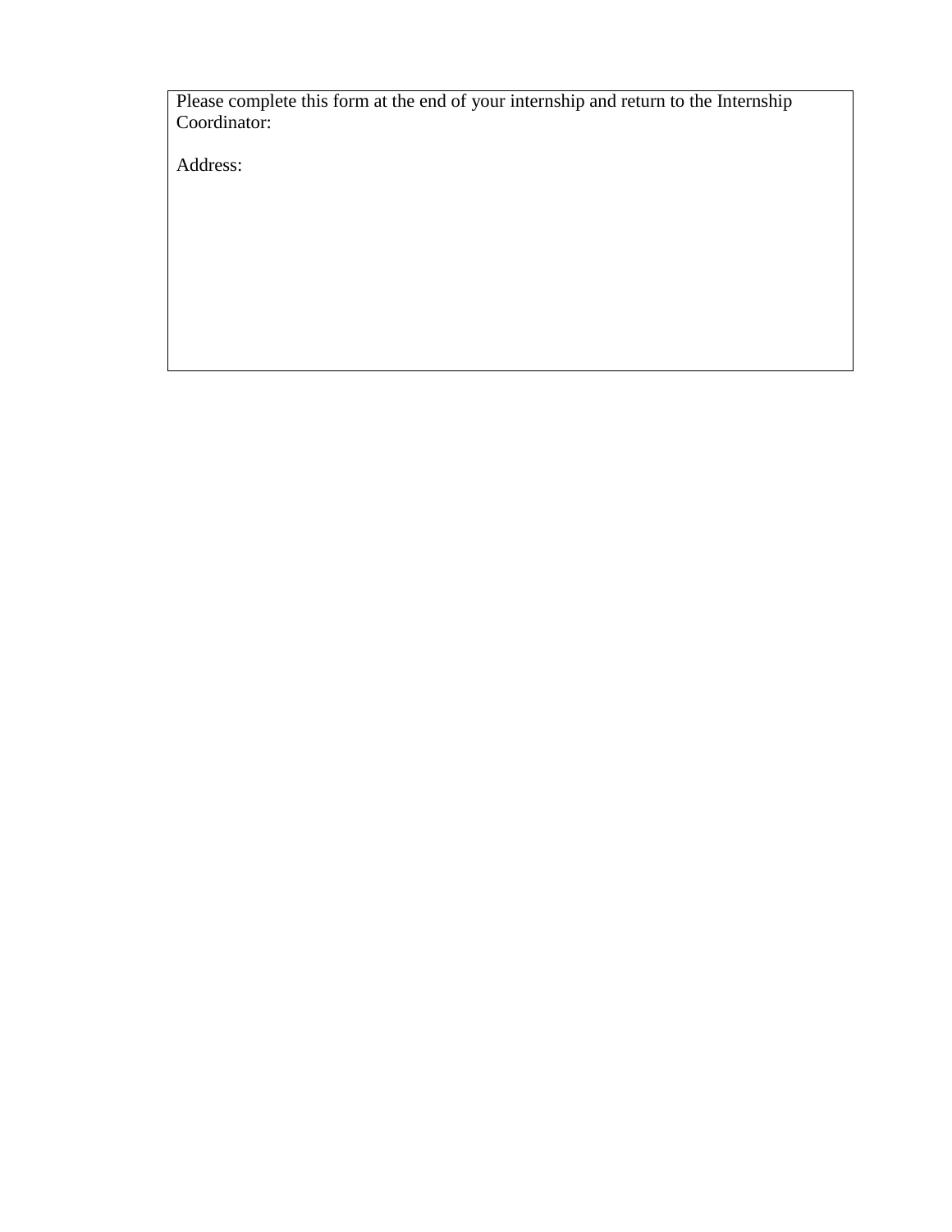Please complete this form at the end of your internship and return to the Internship Coordinator:

Address: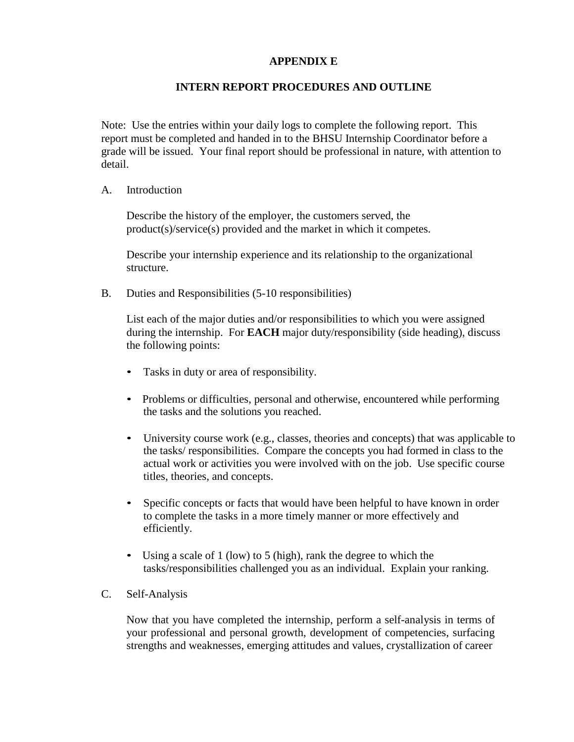# APPENDIX E

## INTERN REPORT PROCEDURES AND OUTLINE

Note: Use the entries within your daily logs to complete the following report. This report must be completed and handed in to the BHSU Internship Coordinator before a grade will be issued. Your final report should be professional in nature, with attention to detail.

A. Introduction

Describe the history of the employer, the customers served, the product(s)/service(s) provided and the market in which it competes.

Describe your internship experience and its relationship to the organizational structure.

B. Duties and Responsibilities (5-10 responsibilities)

List each of the major duties and/or responsibilities to which you were assigned during the internship. For **EACH** major duty/responsibility (side heading), discuss the following points:

- Tasks in duty or area of responsibility.
- Problems or difficulties, personal and otherwise, encountered while performing the tasks and the solutions you reached.
- University course work (e.g., classes, theories and concepts) that was applicable to the tasks/ responsibilities. Compare the concepts you had formed in class to the actual work or activities you were involved with on the job. Use specific course titles, theories, and concepts.
- Specific concepts or facts that would have been helpful to have known in order to complete the tasks in a more timely manner or more effectively and efficiently.
- Using a scale of 1 (low) to 5 (high), rank the degree to which the tasks/responsibilities challenged you as an individual. Explain your ranking.

C. Self-Analysis

Now that you have completed the internship, perform a self-analysis in terms of your professional and personal growth, development of competencies, surfacing strengths and weaknesses, emerging attitudes and values, crystallization of career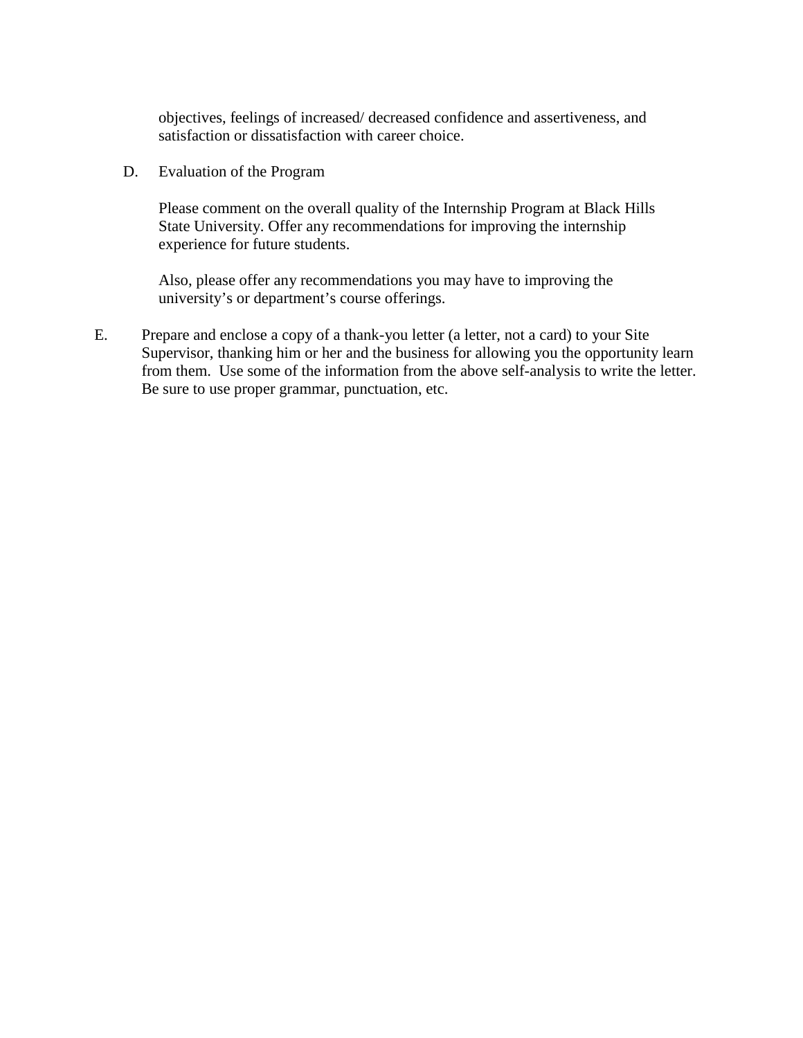objectives, feelings of increased/ decreased confidence and assertiveness, and satisfaction or dissatisfaction with career choice.

D. Evaluation of the Program

Please comment on the overall quality of the Internship Program at Black Hills State University. Offer any recommendations for improving the internship experience for future students.

Also, please offer any recommendations you may have to improving the university's or department's course offerings.

E. Prepare and enclose a copy of a thank-you letter (a letter, not a card) to your Site Supervisor, thanking him or her and the business for allowing you the opportunity learn from them. Use some of the information from the above self-analysis to write the letter. Be sure to use proper grammar, punctuation, etc.